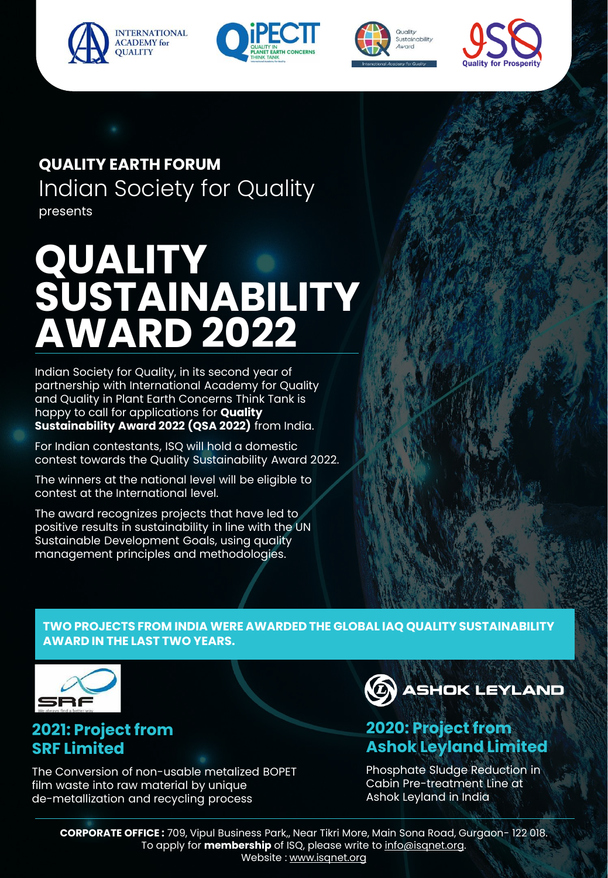**QUALITY EARTH FORUM**

Indian Society for Quality

presents

# QUALITY SUSTAINABILITY AWARD 2022

Indian Society for Quality, in its second year of partnership with International Academy for Quality and Quality in Plant Earth Concerns Think Tank is happy to call for applications for **Quality Sustainability Award 2022 (QSA 2022)** from India.

For Indian contestants, ISQ will hold a domestic contest towards the Quality Sustainability Award 2022.

The winners at the national level will be eligible to contest at the International level.

The award recognizes projects that have led to positive results in sustainability in line with the UN Sustainable Development Goals, using quality management principles and methodologies.

**TWO PROJECTS FROM INDIA WERE AWARDED THE GLOBAL IAQ QUALITY SUSTAINABILITY AWARD IN THE LAST TWO YEARS.**

## 2021: Project from SRF Limited

The Conversion of non-usable metalized BOPET film waste into raw material by unique de-metallization and recycling process

## 2020: Project from Ashok Leyland Limited

Phosphate Sludge Reduction in Cabin Pre-treatment Line at Ashok Leyland in India

**CORPORATE OFFICE :** 709, Vipul Business Park,, Near Tikri More, Main Sona Road, Gurgaon- 122 018.
To apply for **membership** of ISQ, please write to info@isqnet.org.
Website : www.isqnet.org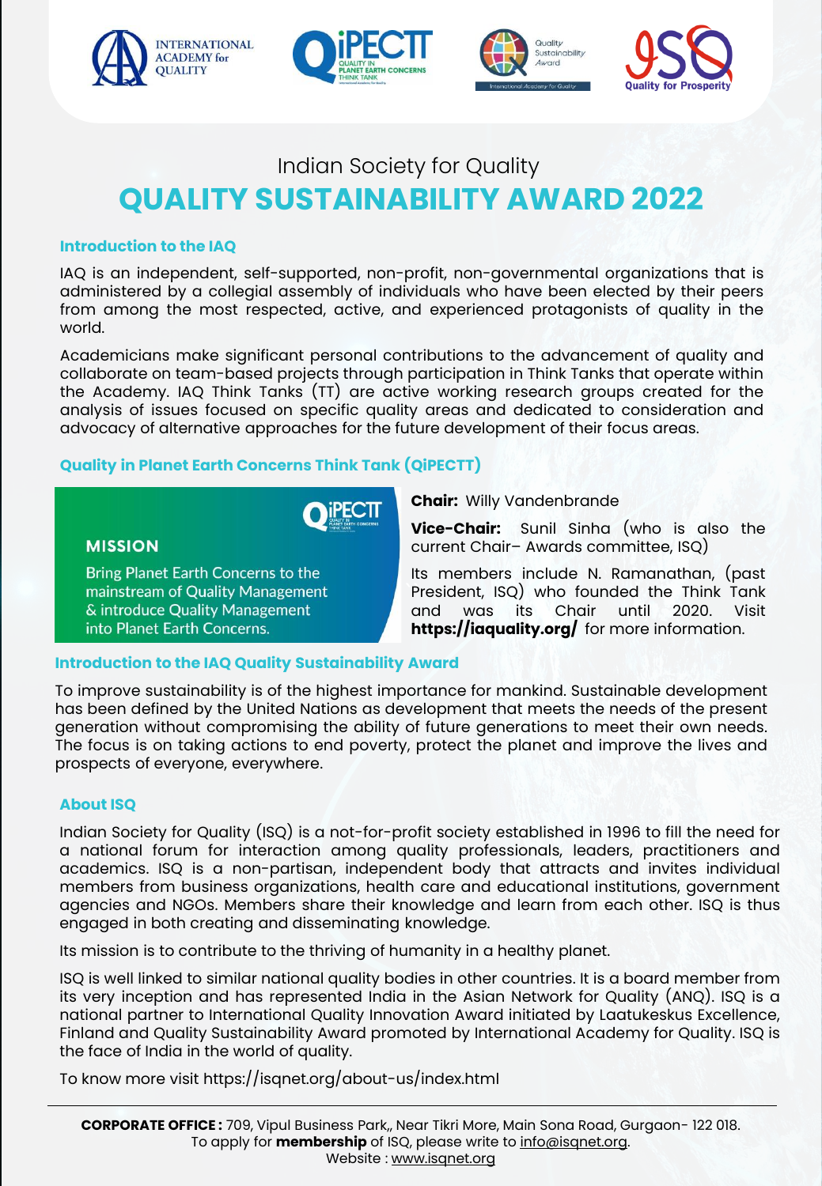Indian Society for Quality

# QUALITY SUSTAINABILITY AWARD 2022

## Introduction to the IAQ

IAQ is an independent, self-supported, non-profit, non-governmental organizations that is administered by a collegial assembly of individuals who have been elected by their peers from among the most respected, active, and experienced protagonists of quality in the world.

Academicians make significant personal contributions to the advancement of quality and collaborate on team-based projects through participation in Think Tanks that operate within the Academy. IAQ Think Tanks (TT) are active working research groups created for the analysis of issues focused on specific quality areas and dedicated to consideration and advocacy of alternative approaches for the future development of their focus areas.

## Quality in Planet Earth Concerns Think Tank (QiPECTT)

**MISSION**

Bring Planet Earth Concerns to the mainstream of Quality Management & introduce Quality Management into Planet Earth Concerns.

**Chair:** Willy Vandenbrande

**Vice-Chair:** Sunil Sinha (who is also the current Chair– Awards committee, ISQ)

Its members include N. Ramanathan, (past President, ISQ) who founded the Think Tank and was its Chair until 2020. Visit **https://iaquality.org/** for more information.

## Introduction to the IAQ Quality Sustainability Award

To improve sustainability is of the highest importance for mankind. Sustainable development has been defined by the United Nations as development that meets the needs of the present generation without compromising the ability of future generations to meet their own needs. The focus is on taking actions to end poverty, protect the planet and improve the lives and prospects of everyone, everywhere.

## About ISQ

Indian Society for Quality (ISQ) is a not-for-profit society established in 1996 to fill the need for a national forum for interaction among quality professionals, leaders, practitioners and academics. ISQ is a non-partisan, independent body that attracts and invites individual members from business organizations, health care and educational institutions, government agencies and NGOs. Members share their knowledge and learn from each other. ISQ is thus engaged in both creating and disseminating knowledge.

Its mission is to contribute to the thriving of humanity in a healthy planet.

ISQ is well linked to similar national quality bodies in other countries. It is a board member from its very inception and has represented India in the Asian Network for Quality (ANQ). ISQ is a national partner to International Quality Innovation Award initiated by Laatukeskus Excellence, Finland and Quality Sustainability Award promoted by International Academy for Quality. ISQ is the face of India in the world of quality.

To know more visit https://isqnet.org/about-us/index.html

**CORPORATE OFFICE :** 709, Vipul Business Park,, Near Tikri More, Main Sona Road, Gurgaon- 122 018.
To apply for **membership** of ISQ, please write to info@isqnet.org.
Website : www.isqnet.org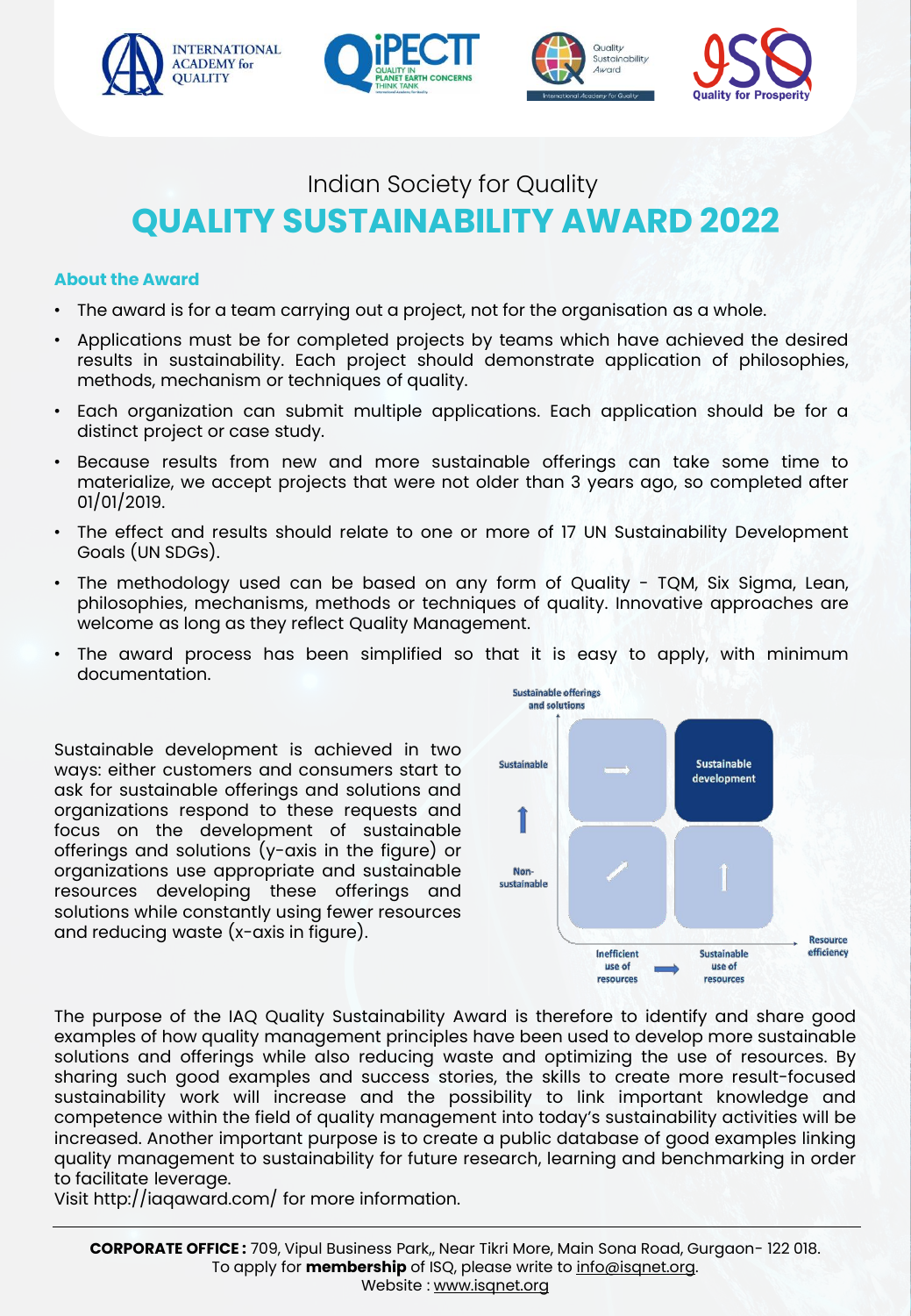Indian Society for Quality

# QUALITY SUSTAINABILITY AWARD 2022

### About the Award

- The award is for a team carrying out a project, not for the organisation as a whole.
- Applications must be for completed projects by teams which have achieved the desired results in sustainability. Each project should demonstrate application of philosophies, methods, mechanism or techniques of quality.
- Each organization can submit multiple applications. Each application should be for a distinct project or case study.
- Because results from new and more sustainable offerings can take some time to materialize, we accept projects that were not older than 3 years ago, so completed after 01/01/2019.
- The effect and results should relate to one or more of 17 UN Sustainability Development Goals (UN SDGs).
- The methodology used can be based on any form of Quality - TQM, Six Sigma, Lean, philosophies, mechanisms, methods or techniques of quality. Innovative approaches are welcome as long as they reflect Quality Management.
- The award process has been simplified so that it is easy to apply, with minimum documentation.

Sustainable development is achieved in two ways: either customers and consumers start to ask for sustainable offerings and solutions and organizations respond to these requests and focus on the development of sustainable offerings and solutions (y-axis in the figure) or organizations use appropriate and sustainable resources developing these offerings and solutions while constantly using fewer resources and reducing waste (x-axis in figure).

The purpose of the IAQ Quality Sustainability Award is therefore to identify and share good examples of how quality management principles have been used to develop more sustainable solutions and offerings while also reducing waste and optimizing the use of resources. By sharing such good examples and success stories, the skills to create more result-focused sustainability work will increase and the possibility to link important knowledge and competence within the field of quality management into today's sustainability activities will be increased. Another important purpose is to create a public database of good examples linking quality management to sustainability for future research, learning and benchmarking in order to facilitate leverage.

Visit http://iaqaward.com/ for more information.

**CORPORATE OFFICE :** 709, Vipul Business Park,, Near Tikri More, Main Sona Road, Gurgaon- 122 018.
To apply for **membership** of ISQ, please write to info@isqnet.org.
Website : www.isqnet.org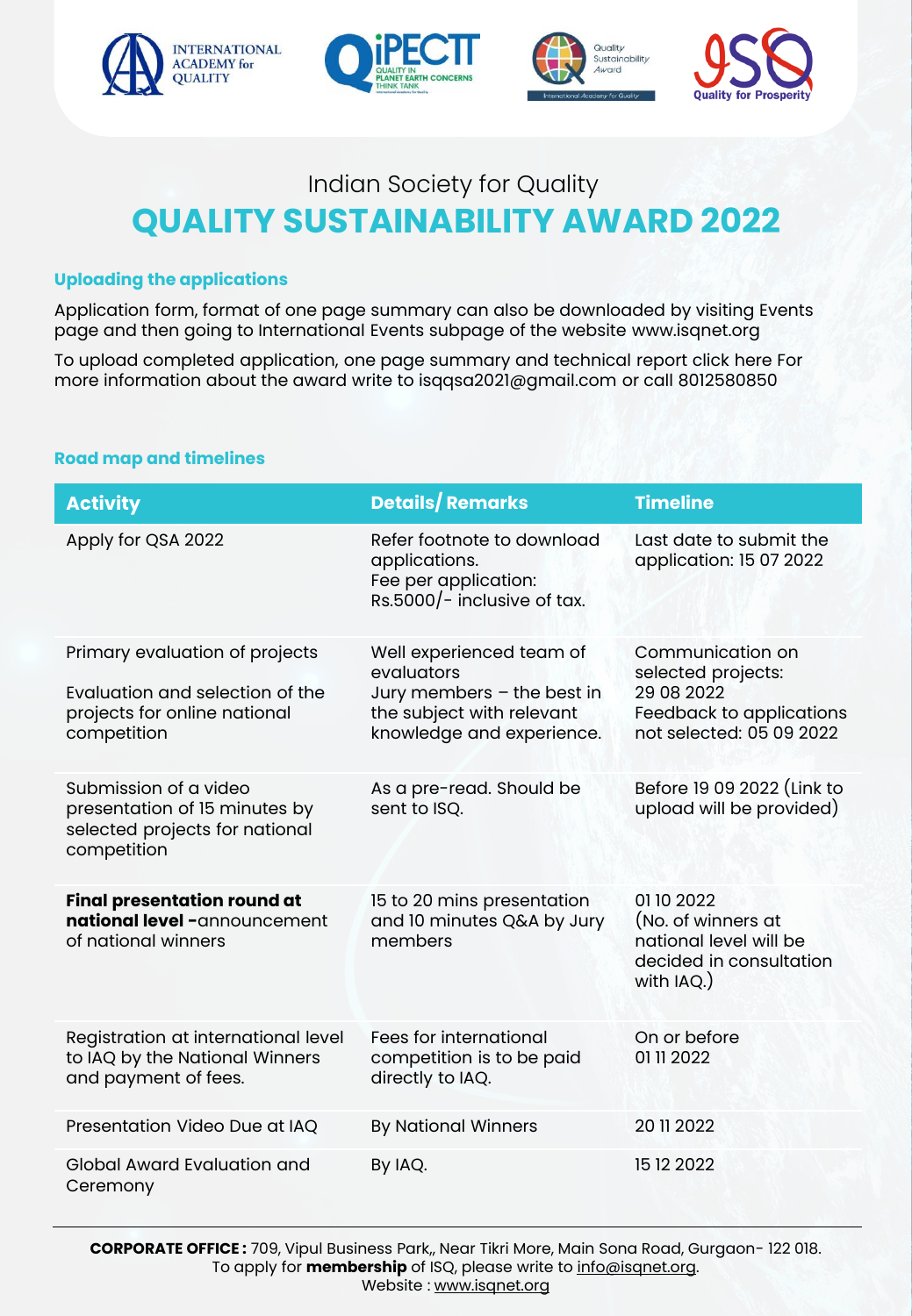Indian Society for Quality

# QUALITY SUSTAINABILITY AWARD 2022

### Uploading the applications

Application form, format of one page summary can also be downloaded by visiting Events page and then going to International Events subpage of the website www.isqnet.org

To upload completed application, one page summary and technical report click here For more information about the award write to isqqsa2021@gmail.com or call 8012580850

### Road map and timelines

| Activity | Details/ Remarks | Timeline |
|---|---|---|
| Apply for QSA 2022 | Refer footnote to download applications. Fee per application: Rs.5000/- inclusive of tax. | Last date to submit the application: 15 07 2022 |
| Primary evaluation of projects<br><br>Evaluation and selection of the projects for online national competition | Well experienced team of evaluators<br>Jury members – the best in the subject with relevant knowledge and experience. | Communication on selected projects: 29 08 2022<br>Feedback to applications not selected: 05 09 2022 |
| Submission of a video presentation of 15 minutes by selected projects for national competition | As a pre-read. Should be sent to ISQ. | Before 19 09 2022 (Link to upload will be provided) |
| **Final presentation round at national level -**announcement of national winners | 15 to 20 mins presentation and 10 minutes Q&A by Jury members | 01 10 2022<br>(No. of winners at national level will be decided in consultation with IAQ.) |
| Registration at international level to IAQ by the National Winners and payment of fees. | Fees for international competition is to be paid directly to IAQ. | On or before 01 11 2022 |
| Presentation Video Due at IAQ | By National Winners | 20 11 2022 |
| Global Award Evaluation and Ceremony | By IAQ. | 15 12 2022 |

**CORPORATE OFFICE :** 709, Vipul Business Park,, Near Tikri More, Main Sona Road, Gurgaon- 122 018.
To apply for **membership** of ISQ, please write to info@isqnet.org.
Website : www.isqnet.org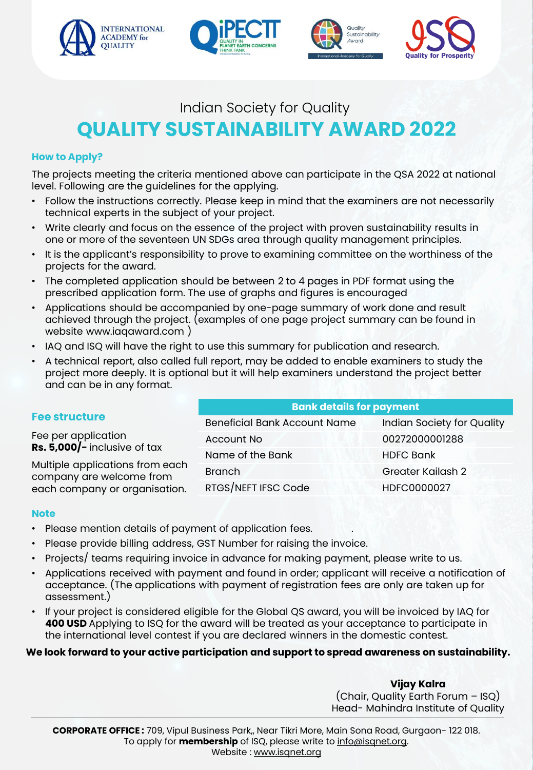Indian Society for Quality

# QUALITY SUSTAINABILITY AWARD 2022

### How to Apply?

The projects meeting the criteria mentioned above can participate in the QSA 2022 at national level. Following are the guidelines for the applying.

- Follow the instructions correctly. Please keep in mind that the examiners are not necessarily technical experts in the subject of your project.
- Write clearly and focus on the essence of the project with proven sustainability results in one or more of the seventeen UN SDGs area through quality management principles.
- It is the applicant's responsibility to prove to examining committee on the worthiness of the projects for the award.
- The completed application should be between 2 to 4 pages in PDF format using the prescribed application form. The use of graphs and figures is encouraged
- Applications should be accompanied by one-page summary of work done and result achieved through the project. (examples of one page project summary can be found in website www.iaqaward.com )
- IAQ and ISQ will have the right to use this summary for publication and research.
- A technical report, also called full report, may be added to enable examiners to study the project more deeply. It is optional but it will help examiners understand the project better and can be in any format.

### Fee structure

Fee per application
**Rs. 5,000/-** inclusive of tax

Multiple applications from each company are welcome from each company or organisation.

| Bank details for payment | |
|---|---|
| Beneficial Bank Account Name | Indian Society for Quality |
| Account No | 00272000001288 |
| Name of the Bank | HDFC Bank |
| Branch | Greater Kailash 2 |
| RTGS/NEFT IFSC Code | HDFC0000027 |

### Note

- Please mention details of payment of application fees.
- Please provide billing address, GST Number for raising the invoice.
- Projects/ teams requiring invoice in advance for making payment, please write to us.
- Applications received with payment and found in order; applicant will receive a notification of acceptance. (The applications with payment of registration fees are only are taken up for assessment.)
- If your project is considered eligible for the Global QS award, you will be invoiced by IAQ for **400 USD** Applying to ISQ for the award will be treated as your acceptance to participate in the international level contest if you are declared winners in the domestic contest.

**We look forward to your active participation and support to spread awareness on sustainability.**

**Vijay Kalra**
(Chair, Quality Earth Forum – ISQ)
Head- Mahindra Institute of Quality

**CORPORATE OFFICE :** 709, Vipul Business Park,, Near Tikri More, Main Sona Road, Gurgaon- 122 018.
To apply for **membership** of ISQ, please write to info@isqnet.org.
Website : www.isqnet.org